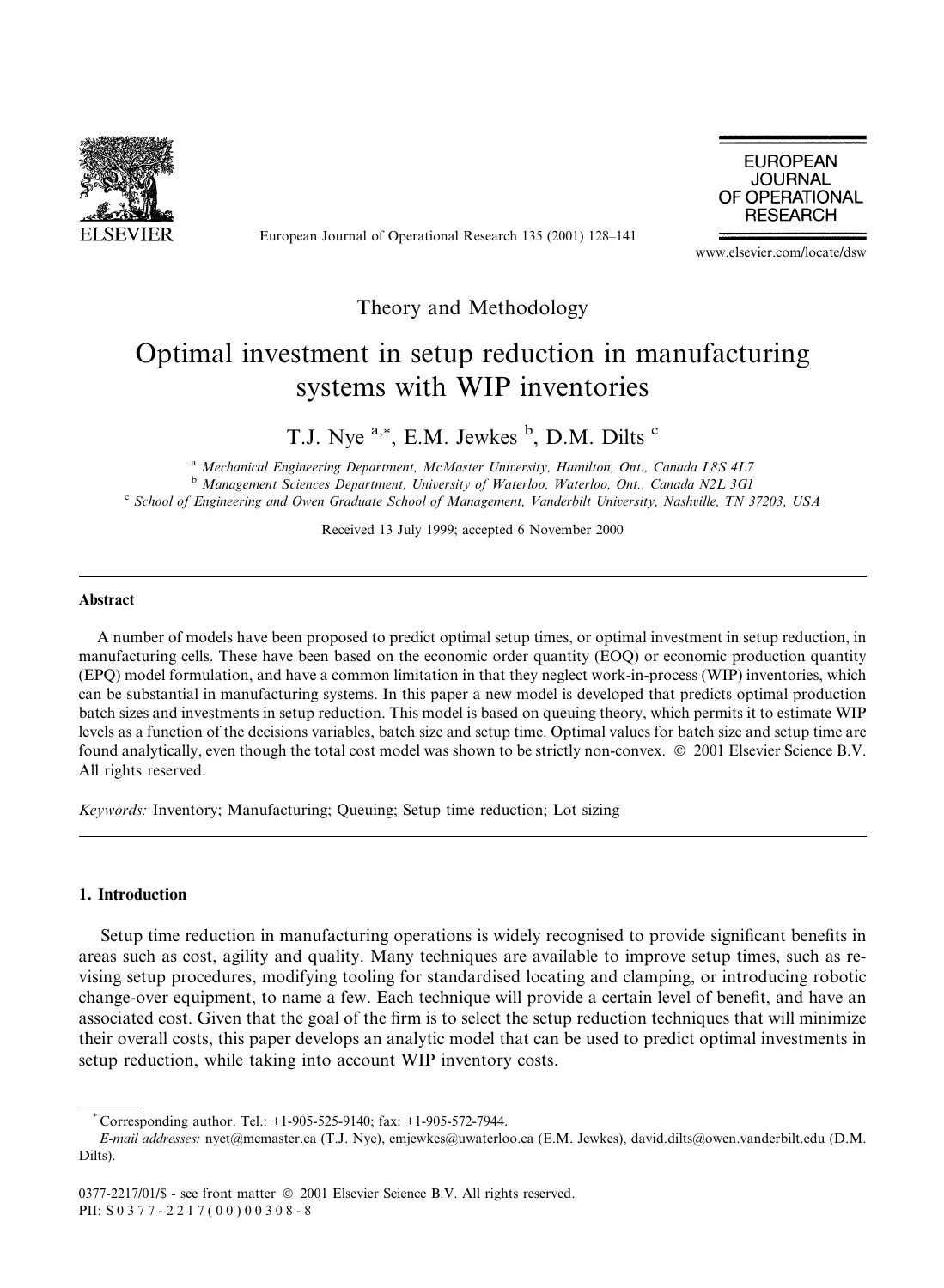Theory and Methodology

# Optimal investment in setup reduction in manufacturing systems with WIP inventories

T.J. Nye [a,*], E.M. Jewkes [b], D.M. Dilts [c]

[a] *Mechanical Engineering Department, McMaster University, Hamilton, Ont., Canada L8S 4L7*
[b] *Management Sciences Department, University of Waterloo, Waterloo, Ont., Canada N2L 3G1*
[c] *School of Engineering and Owen Graduate School of Management, Vanderbilt University, Nashville, TN 37203, USA*

Received 13 July 1999; accepted 6 November 2000

## Abstract

A number of models have been proposed to predict optimal setup times, or optimal investment in setup reduction, in manufacturing cells. These have been based on the economic order quantity (EOQ) or economic production quantity (EPQ) model formulation, and have a common limitation in that they neglect work-in-process (WIP) inventories, which can be substantial in manufacturing systems. In this paper a new model is developed that predicts optimal production batch sizes and investments in setup reduction. This model is based on queuing theory, which permits it to estimate WIP levels as a function of the decisions variables, batch size and setup time. Optimal values for batch size and setup time are found analytically, even though the total cost model was shown to be strictly non-convex. © 2001 Elsevier Science B.V. All rights reserved.

*Keywords:* Inventory; Manufacturing; Queuing; Setup time reduction; Lot sizing

## 1. Introduction

Setup time reduction in manufacturing operations is widely recognised to provide significant benefits in areas such as cost, agility and quality. Many techniques are available to improve setup times, such as revising setup procedures, modifying tooling for standardised locating and clamping, or introducing robotic change-over equipment, to name a few. Each technique will provide a certain level of benefit, and have an associated cost. Given that the goal of the firm is to select the setup reduction techniques that will minimize their overall costs, this paper develops an analytic model that can be used to predict optimal investments in setup reduction, while taking into account WIP inventory costs.

---

* Corresponding author. Tel.: +1-905-525-9140; fax: +1-905-572-7944.
*E-mail addresses:* nyet@mcmaster.ca (T.J. Nye), emjewkes@uwaterloo.ca (E.M. Jewkes), david.dilts@owen.vanderbilt.edu (D.M. Dilts).

0377-2217/01/$ - see front matter © 2001 Elsevier Science B.V. All rights reserved.
PII: S0377-2217(00)00308-8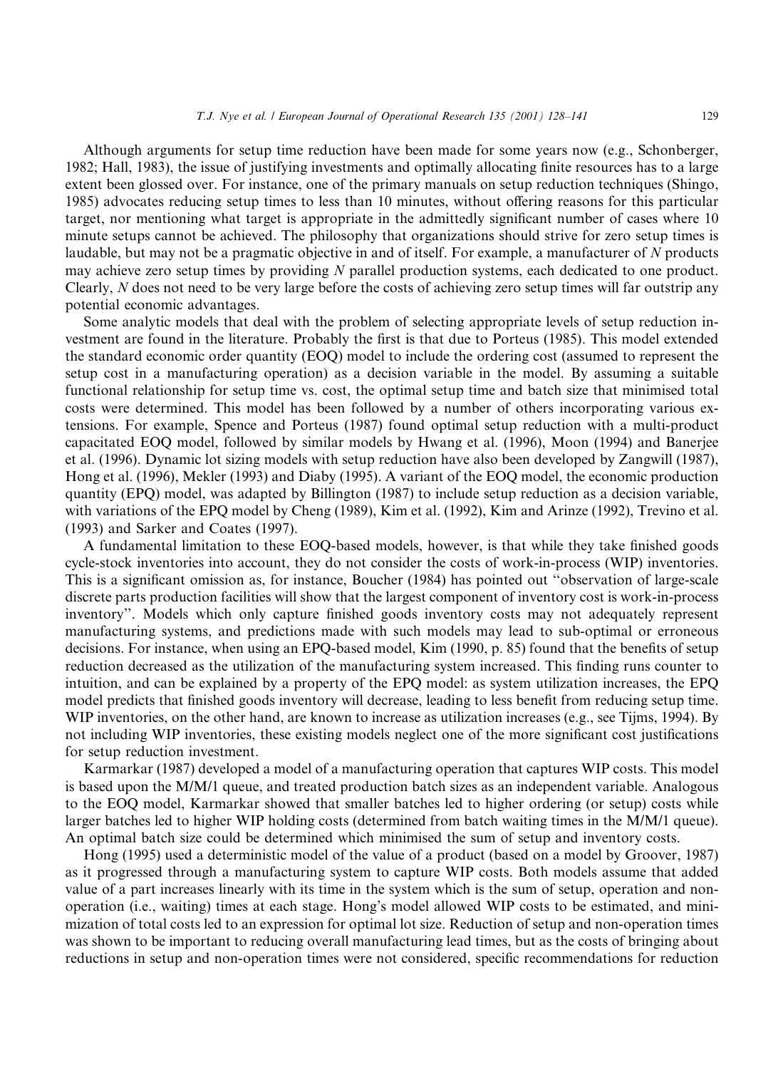Although arguments for setup time reduction have been made for some years now (e.g., Schonberger, 1982; Hall, 1983), the issue of justifying investments and optimally allocating finite resources has to a large extent been glossed over. For instance, one of the primary manuals on setup reduction techniques (Shingo, 1985) advocates reducing setup times to less than 10 minutes, without offering reasons for this particular target, nor mentioning what target is appropriate in the admittedly significant number of cases where 10 minute setups cannot be achieved. The philosophy that organizations should strive for zero setup times is laudable, but may not be a pragmatic objective in and of itself. For example, a manufacturer of $N$ products may achieve zero setup times by providing $N$ parallel production systems, each dedicated to one product. Clearly, $N$ does not need to be very large before the costs of achieving zero setup times will far outstrip any potential economic advantages.

Some analytic models that deal with the problem of selecting appropriate levels of setup reduction investment are found in the literature. Probably the first is that due to Porteus (1985). This model extended the standard economic order quantity (EOQ) model to include the ordering cost (assumed to represent the setup cost in a manufacturing operation) as a decision variable in the model. By assuming a suitable functional relationship for setup time vs. cost, the optimal setup time and batch size that minimised total costs were determined. This model has been followed by a number of others incorporating various extensions. For example, Spence and Porteus (1987) found optimal setup reduction with a multi-product capacitated EOQ model, followed by similar models by Hwang et al. (1996), Moon (1994) and Banerjee et al. (1996). Dynamic lot sizing models with setup reduction have also been developed by Zangwill (1987), Hong et al. (1996), Mekler (1993) and Diaby (1995). A variant of the EOQ model, the economic production quantity (EPQ) model, was adapted by Billington (1987) to include setup reduction as a decision variable, with variations of the EPQ model by Cheng (1989), Kim et al. (1992), Kim and Arinze (1992), Trevino et al. (1993) and Sarker and Coates (1997).

A fundamental limitation to these EOQ-based models, however, is that while they take finished goods cycle-stock inventories into account, they do not consider the costs of work-in-process (WIP) inventories. This is a significant omission as, for instance, Boucher (1984) has pointed out "observation of large-scale discrete parts production facilities will show that the largest component of inventory cost is work-in-process inventory". Models which only capture finished goods inventory costs may not adequately represent manufacturing systems, and predictions made with such models may lead to sub-optimal or erroneous decisions. For instance, when using an EPQ-based model, Kim (1990, p. 85) found that the benefits of setup reduction decreased as the utilization of the manufacturing system increased. This finding runs counter to intuition, and can be explained by a property of the EPQ model: as system utilization increases, the EPQ model predicts that finished goods inventory will decrease, leading to less benefit from reducing setup time. WIP inventories, on the other hand, are known to increase as utilization increases (e.g., see Tijms, 1994). By not including WIP inventories, these existing models neglect one of the more significant cost justifications for setup reduction investment.

Karmarkar (1987) developed a model of a manufacturing operation that captures WIP costs. This model is based upon the M/M/1 queue, and treated production batch sizes as an independent variable. Analogous to the EOQ model, Karmarkar showed that smaller batches led to higher ordering (or setup) costs while larger batches led to higher WIP holding costs (determined from batch waiting times in the M/M/1 queue). An optimal batch size could be determined which minimised the sum of setup and inventory costs.

Hong (1995) used a deterministic model of the value of a product (based on a model by Groover, 1987) as it progressed through a manufacturing system to capture WIP costs. Both models assume that added value of a part increases linearly with its time in the system which is the sum of setup, operation and non-operation (i.e., waiting) times at each stage. Hong's model allowed WIP costs to be estimated, and minimization of total costs led to an expression for optimal lot size. Reduction of setup and non-operation times was shown to be important to reducing overall manufacturing lead times, but as the costs of bringing about reductions in setup and non-operation times were not considered, specific recommendations for reduction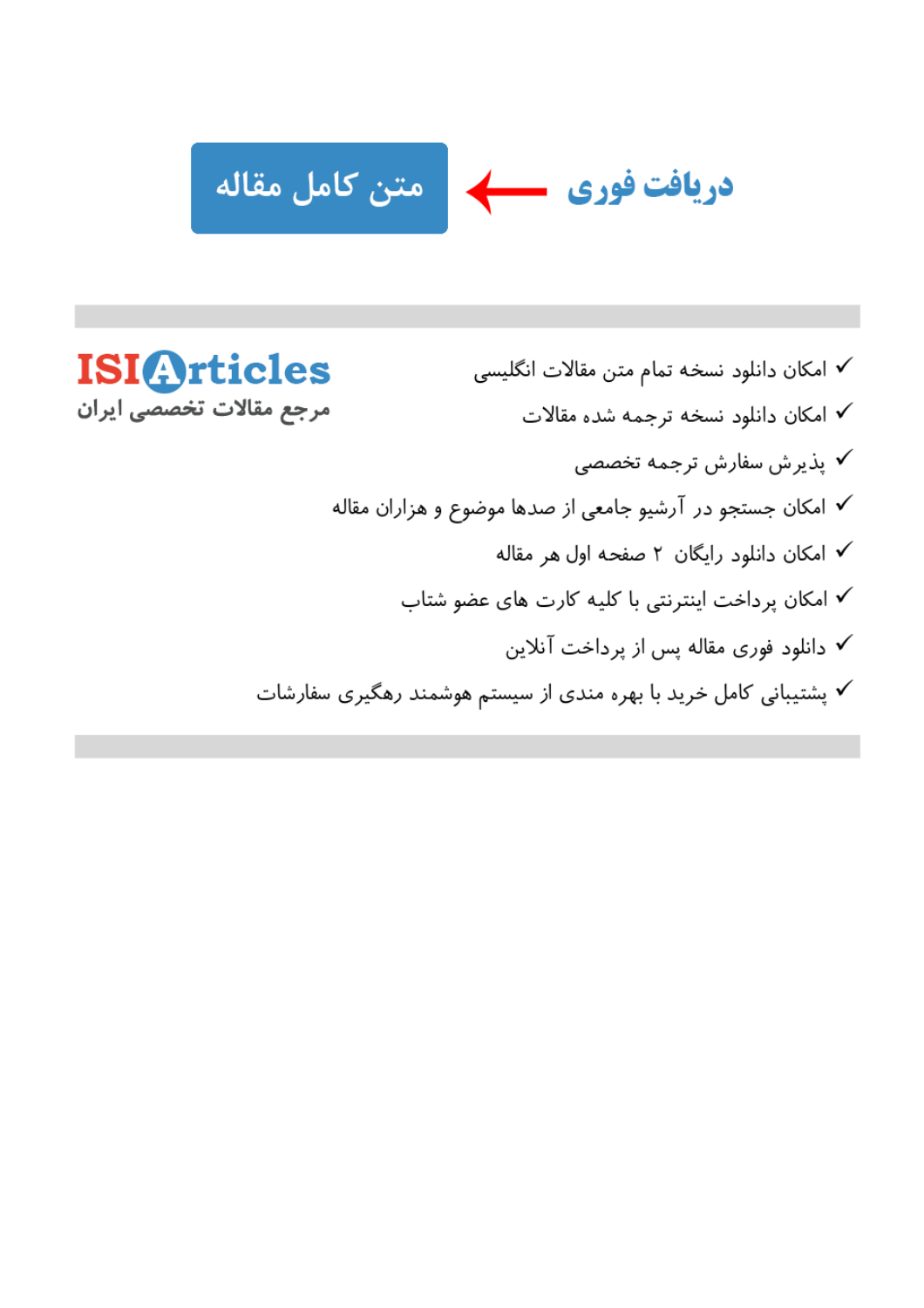**دریافت فوری** ← **متن کامل مقاله**

**ISIArticles**
مرجع مقالات تخصصی ایران

- ✓ امکان دانلود نسخه تمام متن مقالات انگلیسی
- ✓ امکان دانلود نسخه ترجمه شده مقالات
- ✓ پذیرش سفارش ترجمه تخصصی
- ✓ امکان جستجو در آرشیو جامعی از صدها موضوع و هزاران مقاله
- ✓ امکان دانلود رایگان ۲ صفحه اول هر مقاله
- ✓ امکان پرداخت اینترنتی با کلیه کارت های عضو شتاب
- ✓ دانلود فوری مقاله پس از پرداخت آنلاین
- ✓ پشتیبانی کامل خرید با بهره مندی از سیستم هوشمند رهگیری سفارشات